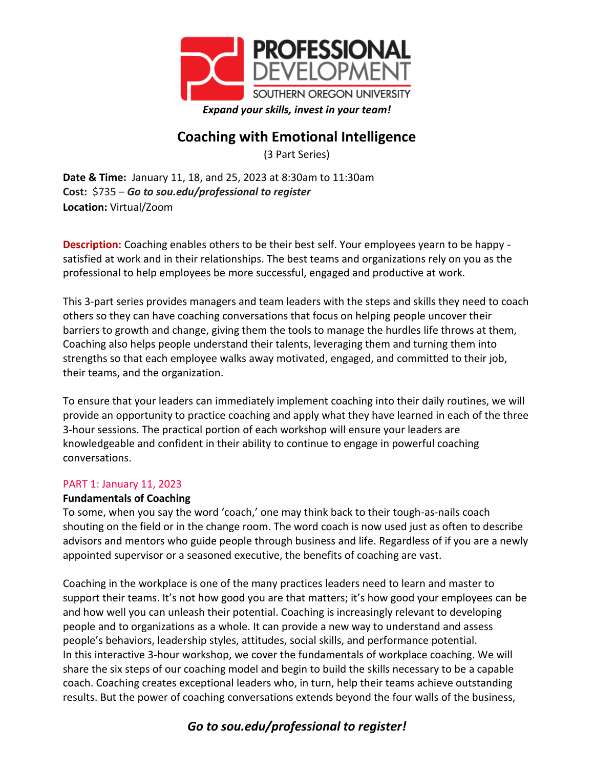PROFESSIONAL DEVELOPMENT
SOUTHERN OREGON UNIVERSITY

***Expand your skills, invest in your team!***

# Coaching with Emotional Intelligence

(3 Part Series)

**Date & Time:** January 11, 18, and 25, 2023 at 8:30am to 11:30am
**Cost:** $735 – ***Go to sou.edu/professional to register***
**Location:** Virtual/Zoom

**Description:** Coaching enables others to be their best self. Your employees yearn to be happy - satisfied at work and in their relationships. The best teams and organizations rely on you as the professional to help employees be more successful, engaged and productive at work.

This 3-part series provides managers and team leaders with the steps and skills they need to coach others so they can have coaching conversations that focus on helping people uncover their barriers to growth and change, giving them the tools to manage the hurdles life throws at them, Coaching also helps people understand their talents, leveraging them and turning them into strengths so that each employee walks away motivated, engaged, and committed to their job, their teams, and the organization.

To ensure that your leaders can immediately implement coaching into their daily routines, we will provide an opportunity to practice coaching and apply what they have learned in each of the three 3-hour sessions. The practical portion of each workshop will ensure your leaders are knowledgeable and confident in their ability to continue to engage in powerful coaching conversations.

PART 1: January 11, 2023

**Fundamentals of Coaching**

To some, when you say the word 'coach,' one may think back to their tough-as-nails coach shouting on the field or in the change room. The word coach is now used just as often to describe advisors and mentors who guide people through business and life. Regardless of if you are a newly appointed supervisor or a seasoned executive, the benefits of coaching are vast.

Coaching in the workplace is one of the many practices leaders need to learn and master to support their teams. It's not how good you are that matters; it's how good your employees can be and how well you can unleash their potential. Coaching is increasingly relevant to developing people and to organizations as a whole. It can provide a new way to understand and assess people's behaviors, leadership styles, attitudes, social skills, and performance potential.
In this interactive 3-hour workshop, we cover the fundamentals of workplace coaching. We will share the six steps of our coaching model and begin to build the skills necessary to be a capable coach. Coaching creates exceptional leaders who, in turn, help their teams achieve outstanding results. But the power of coaching conversations extends beyond the four walls of the business,

***Go to sou.edu/professional to register!***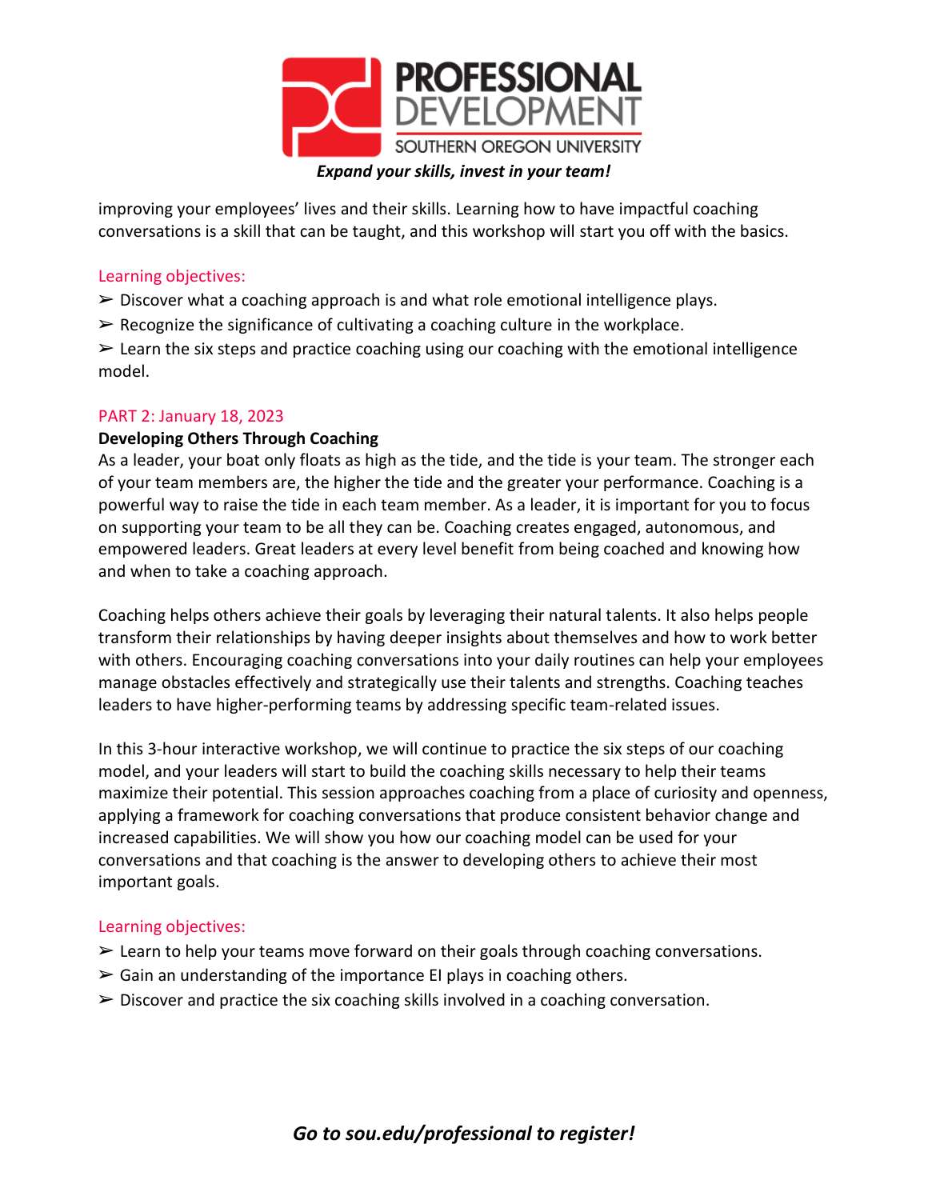improving your employees' lives and their skills. Learning how to have impactful coaching conversations is a skill that can be taught, and this workshop will start you off with the basics.

Learning objectives:

➢ Discover what a coaching approach is and what role emotional intelligence plays.

➢ Recognize the significance of cultivating a coaching culture in the workplace.

➢ Learn the six steps and practice coaching using our coaching with the emotional intelligence model.

## PART 2: January 18, 2023

**Developing Others Through Coaching**

As a leader, your boat only floats as high as the tide, and the tide is your team. The stronger each of your team members are, the higher the tide and the greater your performance. Coaching is a powerful way to raise the tide in each team member. As a leader, it is important for you to focus on supporting your team to be all they can be. Coaching creates engaged, autonomous, and empowered leaders. Great leaders at every level benefit from being coached and knowing how and when to take a coaching approach.

Coaching helps others achieve their goals by leveraging their natural talents. It also helps people transform their relationships by having deeper insights about themselves and how to work better with others. Encouraging coaching conversations into your daily routines can help your employees manage obstacles effectively and strategically use their talents and strengths. Coaching teaches leaders to have higher-performing teams by addressing specific team-related issues.

In this 3-hour interactive workshop, we will continue to practice the six steps of our coaching model, and your leaders will start to build the coaching skills necessary to help their teams maximize their potential. This session approaches coaching from a place of curiosity and openness, applying a framework for coaching conversations that produce consistent behavior change and increased capabilities. We will show you how our coaching model can be used for your conversations and that coaching is the answer to developing others to achieve their most important goals.

Learning objectives:

➢ Learn to help your teams move forward on their goals through coaching conversations.

➢ Gain an understanding of the importance EI plays in coaching others.

➢ Discover and practice the six coaching skills involved in a coaching conversation.

*Go to sou.edu/professional to register!*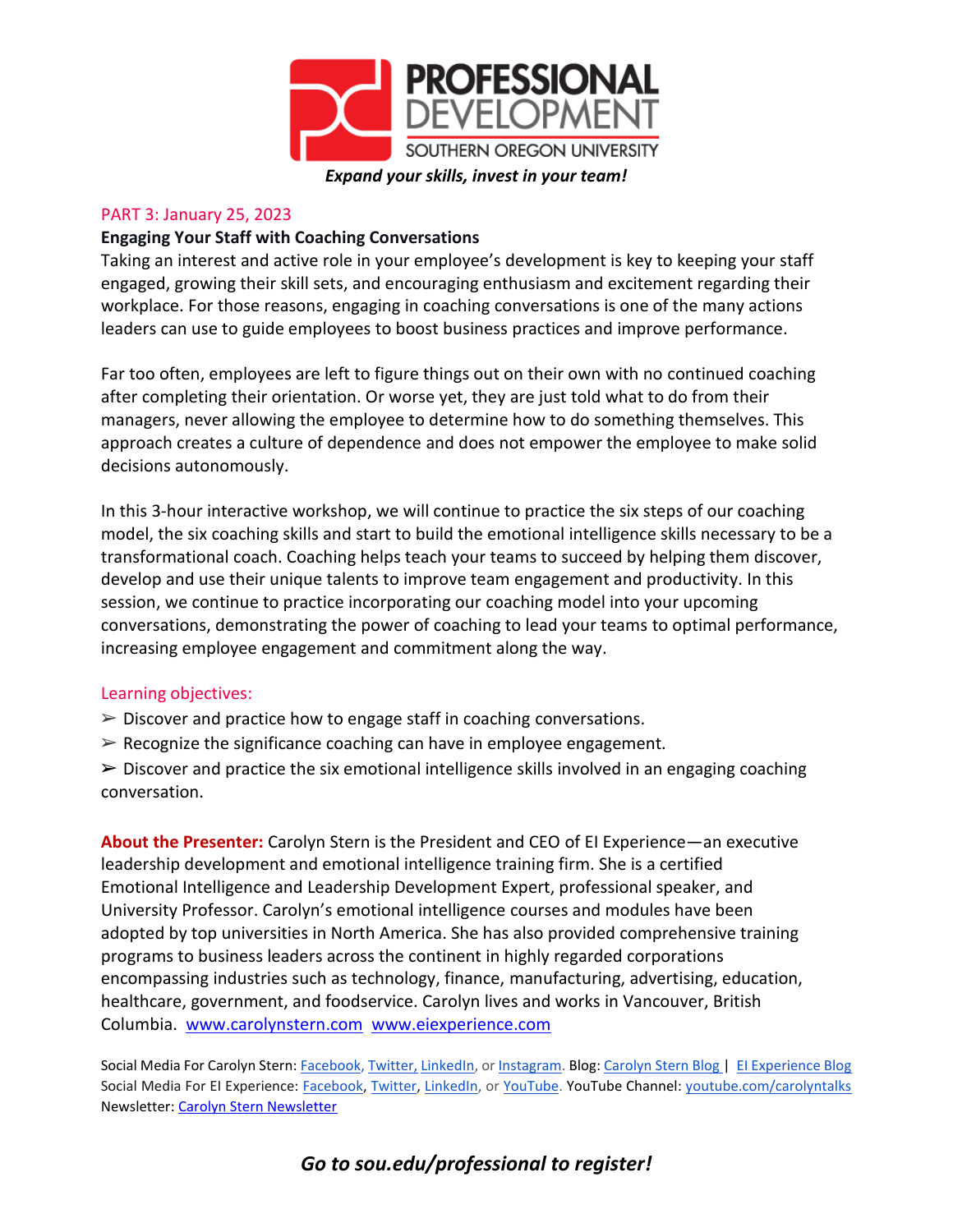PROFESSIONAL DEVELOPMENT
SOUTHERN OREGON UNIVERSITY

***Expand your skills, invest in your team!***

## PART 3: January 25, 2023

**Engaging Your Staff with Coaching Conversations**

Taking an interest and active role in your employee's development is key to keeping your staff engaged, growing their skill sets, and encouraging enthusiasm and excitement regarding their workplace. For those reasons, engaging in coaching conversations is one of the many actions leaders can use to guide employees to boost business practices and improve performance.

Far too often, employees are left to figure things out on their own with no continued coaching after completing their orientation. Or worse yet, they are just told what to do from their managers, never allowing the employee to determine how to do something themselves. This approach creates a culture of dependence and does not empower the employee to make solid decisions autonomously.

In this 3-hour interactive workshop, we will continue to practice the six steps of our coaching model, the six coaching skills and start to build the emotional intelligence skills necessary to be a transformational coach. Coaching helps teach your teams to succeed by helping them discover, develop and use their unique talents to improve team engagement and productivity. In this session, we continue to practice incorporating our coaching model into your upcoming conversations, demonstrating the power of coaching to lead your teams to optimal performance, increasing employee engagement and commitment along the way.

### Learning objectives:

- Discover and practice how to engage staff in coaching conversations.
- Recognize the significance coaching can have in employee engagement.
- Discover and practice the six emotional intelligence skills involved in an engaging coaching conversation.

**About the Presenter:** Carolyn Stern is the President and CEO of EI Experience—an executive leadership development and emotional intelligence training firm. She is a certified Emotional Intelligence and Leadership Development Expert, professional speaker, and University Professor. Carolyn's emotional intelligence courses and modules have been adopted by top universities in North America. She has also provided comprehensive training programs to business leaders across the continent in highly regarded corporations encompassing industries such as technology, finance, manufacturing, advertising, education, healthcare, government, and foodservice. Carolyn lives and works in Vancouver, British Columbia. www.carolynstern.com www.eiexperience.com

Social Media For Carolyn Stern: Facebook, Twitter, LinkedIn, or Instagram. Blog: Carolyn Stern Blog | EI Experience Blog
Social Media For EI Experience: Facebook, Twitter, LinkedIn, or YouTube. YouTube Channel: youtube.com/carolyntalks
Newsletter: Carolyn Stern Newsletter

***Go to sou.edu/professional to register!***